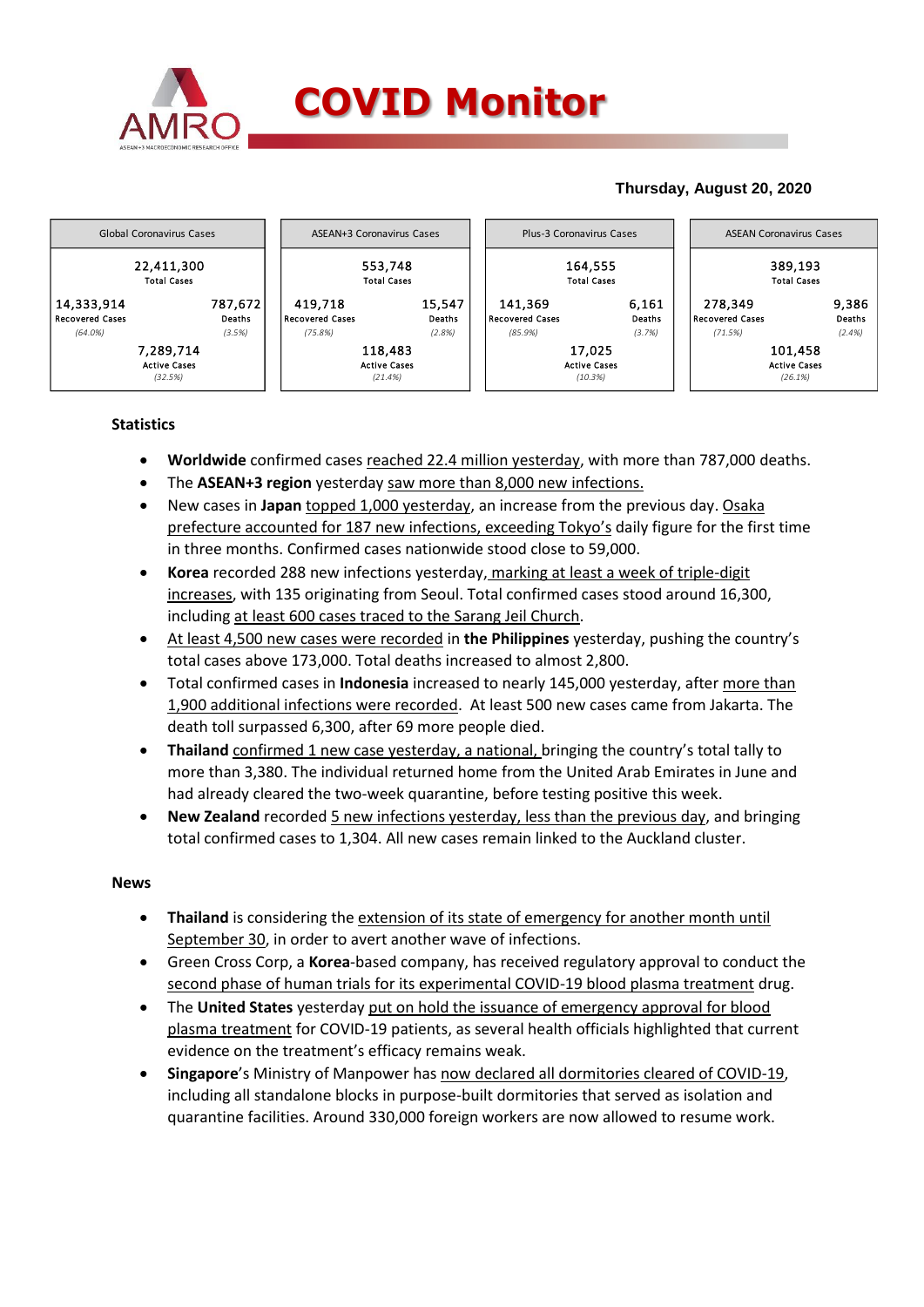# COVID Monitor

**Thursday, August 20, 2020**

| Global Coronavirus Cases | | ASEAN+3 Coronavirus Cases | | Plus-3 Coronavirus Cases | | ASEAN Coronavirus Cases | |
|---|---|---|---|---|---|---|---|
| 22,411,300 Total Cases | | 553,748 Total Cases | | 164,555 Total Cases | | 389,193 Total Cases | |
| 14,333,914 Recovered Cases *(64.0%)* | 787,672 Deaths *(3.5%)* | 419,718 Recovered Cases *(75.8%)* | 15,547 Deaths *(2.8%)* | 141,369 Recovered Cases *(85.9%)* | 6,161 Deaths *(3.7%)* | 278,349 Recovered Cases *(71.5%)* | 9,386 Deaths *(2.4%)* |
| 7,289,714 Active Cases *(32.5%)* | | 118,483 Active Cases *(21.4%)* | | 17,025 Active Cases *(10.3%)* | | 101,458 Active Cases *(26.1%)* | |

## Statistics

- **Worldwide** confirmed cases reached 22.4 million yesterday, with more than 787,000 deaths.
- The **ASEAN+3 region** yesterday saw more than 8,000 new infections.
- New cases in **Japan** topped 1,000 yesterday, an increase from the previous day. Osaka prefecture accounted for 187 new infections, exceeding Tokyo's daily figure for the first time in three months. Confirmed cases nationwide stood close to 59,000.
- **Korea** recorded 288 new infections yesterday, marking at least a week of triple-digit increases, with 135 originating from Seoul. Total confirmed cases stood around 16,300, including at least 600 cases traced to the Sarang Jeil Church.
- At least 4,500 new cases were recorded in **the Philippines** yesterday, pushing the country's total cases above 173,000. Total deaths increased to almost 2,800.
- Total confirmed cases in **Indonesia** increased to nearly 145,000 yesterday, after more than 1,900 additional infections were recorded. At least 500 new cases came from Jakarta. The death toll surpassed 6,300, after 69 more people died.
- **Thailand** confirmed 1 new case yesterday, a national, bringing the country's total tally to more than 3,380. The individual returned home from the United Arab Emirates in June and had already cleared the two-week quarantine, before testing positive this week.
- **New Zealand** recorded 5 new infections yesterday, less than the previous day, and bringing total confirmed cases to 1,304. All new cases remain linked to the Auckland cluster.

## News

- **Thailand** is considering the extension of its state of emergency for another month until September 30, in order to avert another wave of infections.
- Green Cross Corp, a **Korea**-based company, has received regulatory approval to conduct the second phase of human trials for its experimental COVID-19 blood plasma treatment drug.
- The **United States** yesterday put on hold the issuance of emergency approval for blood plasma treatment for COVID-19 patients, as several health officials highlighted that current evidence on the treatment's efficacy remains weak.
- **Singapore**'s Ministry of Manpower has now declared all dormitories cleared of COVID-19, including all standalone blocks in purpose-built dormitories that served as isolation and quarantine facilities. Around 330,000 foreign workers are now allowed to resume work.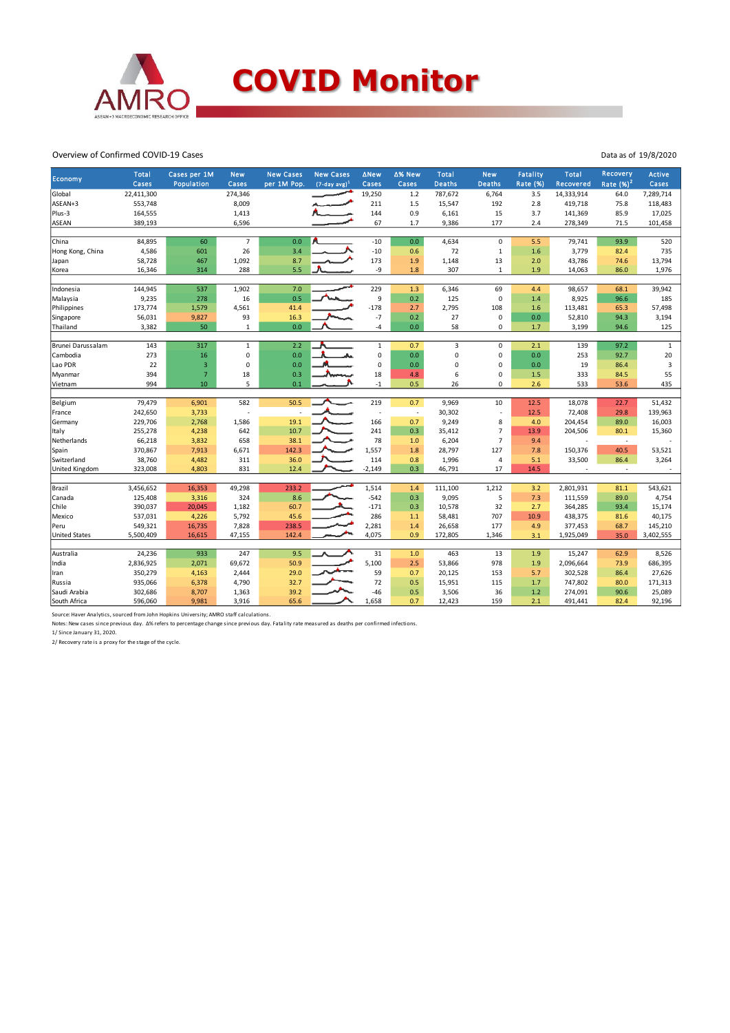# COVID Monitor

Overview of Confirmed COVID-19 Cases

Data as of 19/8/2020

| Economy | Total Cases | Cases per 1M Population | New Cases | New Cases per 1M Pop. | New Cases (7-day avg)[1] | ΔNew Cases | Δ% New Cases | Total Deaths | New Deaths | Fatality Rate (%) | Total Recovered | Recovery Rate (%)[2] | Active Cases |
|---|---|---|---|---|---|---|---|---|---|---|---|---|---|
| Global | 22,411,300 | | 274,346 | | | 19,250 | 1.2 | 787,672 | 6,764 | 3.5 | 14,333,914 | 64.0 | 7,289,714 |
| ASEAN+3 | 553,748 | | 8,009 | | | 211 | 1.5 | 15,547 | 192 | 2.8 | 419,718 | 75.8 | 118,483 |
| Plus-3 | 164,555 | | 1,413 | | | 144 | 0.9 | 6,161 | 15 | 3.7 | 141,369 | 85.9 | 17,025 |
| ASEAN | 389,193 | | 6,596 | | | 67 | 1.7 | 9,386 | 177 | 2.4 | 278,349 | 71.5 | 101,458 |
| | | | | | | | | | | | | | |
| China | 84,895 | 60 | 7 | 0.0 | | -10 | 0.0 | 4,634 | 0 | 5.5 | 79,741 | 93.9 | 520 |
| Hong Kong, China | 4,586 | 601 | 26 | 3.4 | | -10 | 0.6 | 72 | 1 | 1.6 | 3,779 | 82.4 | 735 |
| Japan | 58,728 | 467 | 1,092 | 8.7 | | 173 | 1.9 | 1,148 | 13 | 2.0 | 43,786 | 74.6 | 13,794 |
| Korea | 16,346 | 314 | 288 | 5.5 | | -9 | 1.8 | 307 | 1 | 1.9 | 14,063 | 86.0 | 1,976 |
| | | | | | | | | | | | | | |
| Indonesia | 144,945 | 537 | 1,902 | 7.0 | | 229 | 1.3 | 6,346 | 69 | 4.4 | 98,657 | 68.1 | 39,942 |
| Malaysia | 9,235 | 278 | 16 | 0.5 | | 9 | 0.2 | 125 | 0 | 1.4 | 8,925 | 96.6 | 185 |
| Philippines | 173,774 | 1,579 | 4,561 | 41.4 | | -178 | 2.7 | 2,795 | 108 | 1.6 | 113,481 | 65.3 | 57,498 |
| Singapore | 56,031 | 9,827 | 93 | 16.3 | | -7 | 0.2 | 27 | 0 | 0.0 | 52,810 | 94.3 | 3,194 |
| Thailand | 3,382 | 50 | 1 | 0.0 | | -4 | 0.0 | 58 | 0 | 1.7 | 3,199 | 94.6 | 125 |
| | | | | | | | | | | | | | |
| Brunei Darussalam | 143 | 317 | 1 | 2.2 | | 1 | 0.7 | 3 | 0 | 2.1 | 139 | 97.2 | 1 |
| Cambodia | 273 | 16 | 0 | 0.0 | | 0 | 0.0 | 0 | 0 | 0.0 | 253 | 92.7 | 20 |
| Lao PDR | 22 | 3 | 0 | 0.0 | | 0 | 0.0 | 0 | 0 | 0.0 | 19 | 86.4 | 3 |
| Myanmar | 394 | 7 | 18 | 0.3 | | 18 | 4.8 | 6 | 0 | 1.5 | 333 | 84.5 | 55 |
| Vietnam | 994 | 10 | 5 | 0.1 | | -1 | 0.5 | 26 | 0 | 2.6 | 533 | 53.6 | 435 |
| | | | | | | | | | | | | | |
| Belgium | 79,479 | 6,901 | 582 | 50.5 | | 219 | 0.7 | 9,969 | 10 | 12.5 | 18,078 | 22.7 | 51,432 |
| France | 242,650 | 3,733 | - | - | | - | - | 30,302 | - | 12.5 | 72,408 | 29.8 | 139,963 |
| Germany | 229,706 | 2,768 | 1,586 | 19.1 | | 166 | 0.7 | 9,249 | 8 | 4.0 | 204,454 | 89.0 | 16,003 |
| Italy | 255,278 | 4,238 | 642 | 10.7 | | 241 | 0.3 | 35,412 | 7 | 13.9 | 204,506 | 80.1 | 15,360 |
| Netherlands | 66,218 | 3,832 | 658 | 38.1 | | 78 | 1.0 | 6,204 | 7 | 9.4 | - | - | - |
| Spain | 370,867 | 7,913 | 6,671 | 142.3 | | 1,557 | 1.8 | 28,797 | 127 | 7.8 | 150,376 | 40.5 | 53,521 |
| Switzerland | 38,760 | 4,482 | 311 | 36.0 | | 114 | 0.8 | 1,996 | 4 | 5.1 | 33,500 | 86.4 | 3,264 |
| United Kingdom | 323,008 | 4,803 | 831 | 12.4 | | -2,149 | 0.3 | 46,791 | 17 | 14.5 | - | - | - |
| | | | | | | | | | | | | | |
| Brazil | 3,456,652 | 16,353 | 49,298 | 233.2 | | 1,514 | 1.4 | 111,100 | 1,212 | 3.2 | 2,801,931 | 81.1 | 543,621 |
| Canada | 125,408 | 3,316 | 324 | 8.6 | | -542 | 0.3 | 9,095 | 5 | 7.3 | 111,559 | 89.0 | 4,754 |
| Chile | 390,037 | 20,045 | 1,182 | 60.7 | | -171 | 0.3 | 10,578 | 32 | 2.7 | 364,285 | 93.4 | 15,174 |
| Mexico | 537,031 | 4,226 | 5,792 | 45.6 | | 286 | 1.1 | 58,481 | 707 | 10.9 | 438,375 | 81.6 | 40,175 |
| Peru | 549,321 | 16,735 | 7,828 | 238.5 | | 2,281 | 1.4 | 26,658 | 177 | 4.9 | 377,453 | 68.7 | 145,210 |
| United States | 5,500,409 | 16,615 | 47,155 | 142.4 | | 4,075 | 0.9 | 172,805 | 1,346 | 3.1 | 1,925,049 | 35.0 | 3,402,555 |
| | | | | | | | | | | | | | |
| Australia | 24,236 | 933 | 247 | 9.5 | | 31 | 1.0 | 463 | 13 | 1.9 | 15,247 | 62.9 | 8,526 |
| India | 2,836,925 | 2,071 | 69,672 | 50.9 | | 5,100 | 2.5 | 53,866 | 978 | 1.9 | 2,096,664 | 73.9 | 686,395 |
| Iran | 350,279 | 4,163 | 2,444 | 29.0 | | 59 | 0.7 | 20,125 | 153 | 5.7 | 302,528 | 86.4 | 27,626 |
| Russia | 935,066 | 6,378 | 4,790 | 32.7 | | 72 | 0.5 | 15,951 | 115 | 1.7 | 747,802 | 80.0 | 171,313 |
| Saudi Arabia | 302,686 | 8,707 | 1,363 | 39.2 | | -46 | 0.5 | 3,506 | 36 | 1.2 | 274,091 | 90.6 | 25,089 |
| South Africa | 596,060 | 9,981 | 3,916 | 65.6 | | 1,658 | 0.7 | 12,423 | 159 | 2.1 | 491,441 | 82.4 | 92,196 |

Source: Haver Analytics, sourced from John Hopkins University; AMRO staff calculations.

Notes: New cases since previous day. Δ% refers to percentage change since previous day. Fatality rate measured as deaths per confirmed infections.

1/ Since January 31, 2020.

2/ Recovery rate is a proxy for the stage of the cycle.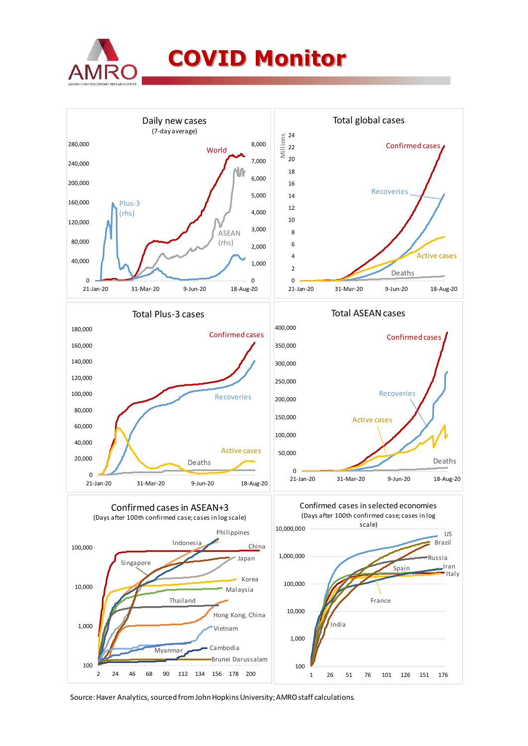# COVID Monitor

AMRO
ASEAN+3 MACROECONOMIC RESEARCH OFFICE

## Daily new cases
(7-day average)

280,000
240,000
200,000
160,000
120,000
80,000
40,000
0

8,000
7,000
6,000
5,000
4,000
3,000
2,000
1,000
0

World
Plus-3 (rhs)
ASEAN (rhs)

21-Jan-20 31-Mar-20 9-Jun-20 18-Aug-20

## Total global cases

Millions
24
22
20
18
16
14
12
10
8
6
4
2
0

Confirmed cases
Recoveries
Active cases
Deaths

21-Jan-20 31-Mar-20 9-Jun-20 18-Aug-20

## Total Plus-3 cases

180,000
160,000
140,000
120,000
100,000
80,000
60,000
40,000
20,000
0

Confirmed cases
Recoveries
Active cases
Deaths

21-Jan-20 31-Mar-20 9-Jun-20 18-Aug-20

## Total ASEAN cases

400,000
350,000
300,000
250,000
200,000
150,000
100,000
50,000
0

Confirmed cases
Recoveries
Active cases
Deaths

21-Jan-20 31-Mar-20 9-Jun-20 18-Aug-20

## Confirmed cases in ASEAN+3
(Days after 100th confirmed case; cases in log scale)

100,000
10,000
1,000
100

Philippines
Indonesia
China
Japan
Singapore
Korea
Malaysia
Thailand
Hong Kong, China
Vietnam
Cambodia
Myanmar
Brunei Darussalam

2 24 46 68 90 112 134 156 178 200

## Confirmed cases in selected economies
(Days after 100th confirmed case; cases in log scale)

10,000,000
1,000,000
100,000
10,000
1,000
100

US
Brazil
Russia
Spain
Iran
Italy
France
India

1 26 51 76 101 126 151 176

Source: Haver Analytics, sourced from John Hopkins University; AMRO staff calculations.